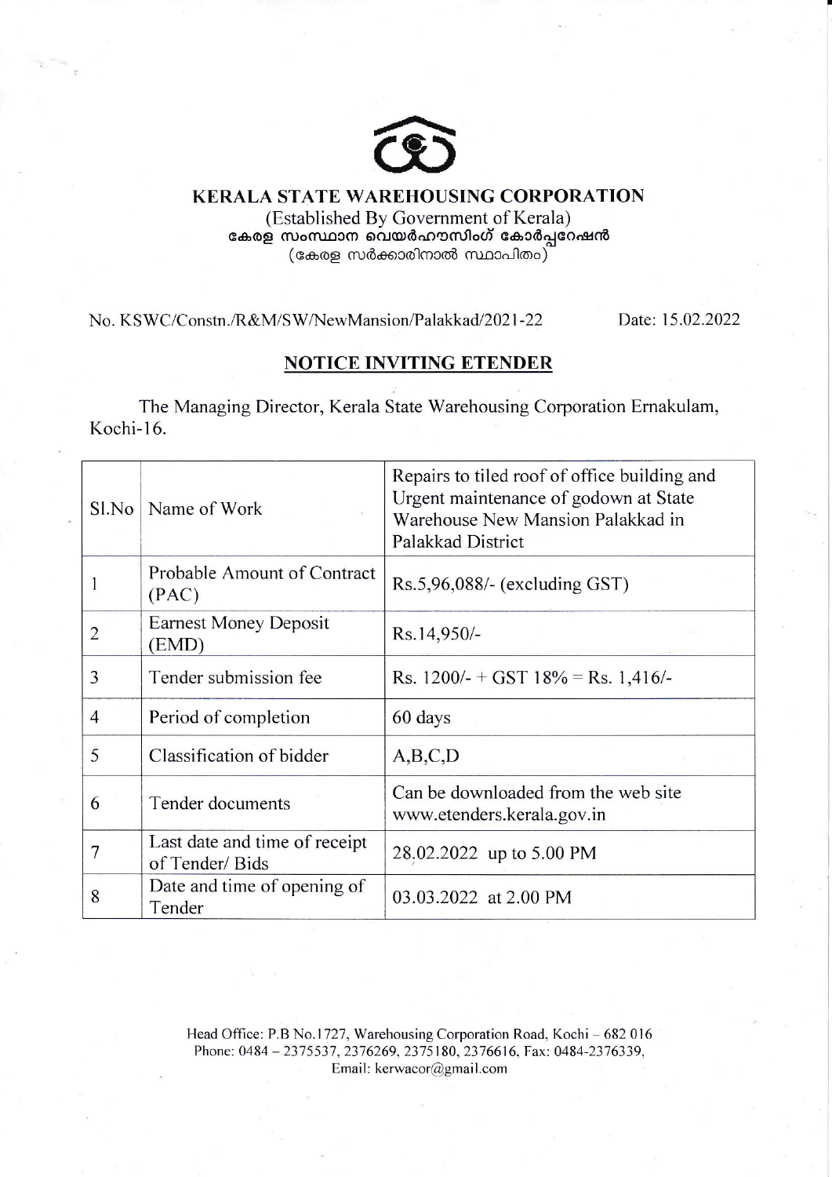# KERALA STATE WAREHOUSING CORPORATION

(Established By Government of Kerala)

കേരള സംസ്ഥാന വെയർഹൗസിംഗ് കോർപ്പറേഷൻ

(കേരള സർക്കാരിനാൽ സ്ഥാപിതം)

No. KSWC/Constn./R&M/SW/NewMansion/Palakkad/2021-22 Date: 15.02.2022

## NOTICE INVITING ETENDER

The Managing Director, Kerala State Warehousing Corporation Ernakulam, Kochi-16.

| Sl.No | Name of Work | Repairs to tiled roof of office building and Urgent maintenance of godown at State Warehouse New Mansion Palakkad in Palakkad District |
|---|---|---|
| 1 | Probable Amount of Contract (PAC) | Rs.5,96,088/- (excluding GST) |
| 2 | Earnest Money Deposit (EMD) | Rs.14,950/- |
| 3 | Tender submission fee | Rs. 1200/- + GST 18% = Rs. 1,416/- |
| 4 | Period of completion | 60 days |
| 5 | Classification of bidder | A,B,C,D |
| 6 | Tender documents | Can be downloaded from the web site www.etenders.kerala.gov.in |
| 7 | Last date and time of receipt of Tender/ Bids | 28.02.2022 up to 5.00 PM |
| 8 | Date and time of opening of Tender | 03.03.2022 at 2.00 PM |

Head Office: P.B No.1727, Warehousing Corporation Road, Kochi – 682 016
Phone: 0484 – 2375537, 2376269, 2375180, 2376616, Fax: 0484-2376339,
Email: kerwacor@gmail.com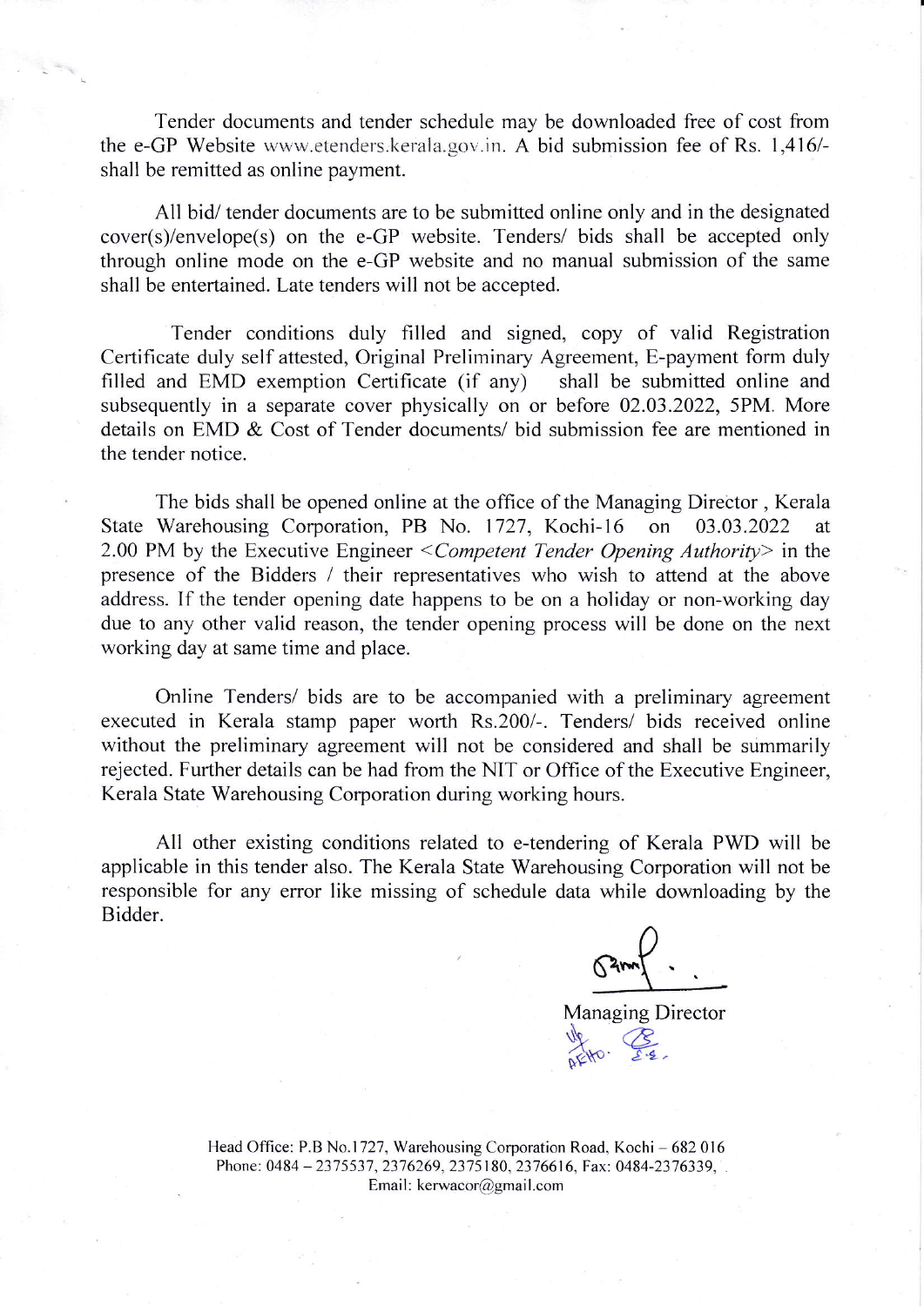Tender documents and tender schedule may be downloaded free of cost from the e-GP Website www.etenders.kerala.gov.in. A bid submission fee of Rs. 1,416/- shall be remitted as online payment.

All bid/ tender documents are to be submitted online only and in the designated cover(s)/envelope(s) on the e-GP website. Tenders/ bids shall be accepted only through online mode on the e-GP website and no manual submission of the same shall be entertained. Late tenders will not be accepted.

Tender conditions duly filled and signed, copy of valid Registration Certificate duly self attested, Original Preliminary Agreement, E-payment form duly filled and EMD exemption Certificate (if any) shall be submitted online and subsequently in a separate cover physically on or before 02.03.2022, 5PM. More details on EMD & Cost of Tender documents/ bid submission fee are mentioned in the tender notice.

The bids shall be opened online at the office of the Managing Director , Kerala State Warehousing Corporation, PB No. 1727, Kochi-16 on 03.03.2022 at 2.00 PM by the Executive Engineer *<Competent Tender Opening Authority>* in the presence of the Bidders / their representatives who wish to attend at the above address. If the tender opening date happens to be on a holiday or non-working day due to any other valid reason, the tender opening process will be done on the next working day at same time and place.

Online Tenders/ bids are to be accompanied with a preliminary agreement executed in Kerala stamp paper worth Rs.200/-. Tenders/ bids received online without the preliminary agreement will not be considered and shall be summarily rejected. Further details can be had from the NIT or Office of the Executive Engineer, Kerala State Warehousing Corporation during working hours.

All other existing conditions related to e-tendering of Kerala PWD will be applicable in this tender also. The Kerala State Warehousing Corporation will not be responsible for any error like missing of schedule data while downloading by the Bidder.

Managing Director

Head Office: P.B No.1727, Warehousing Corporation Road, Kochi – 682 016
Phone: 0484 – 2375537, 2376269, 2375180, 2376616, Fax: 0484-2376339,
Email: kerwacor@gmail.com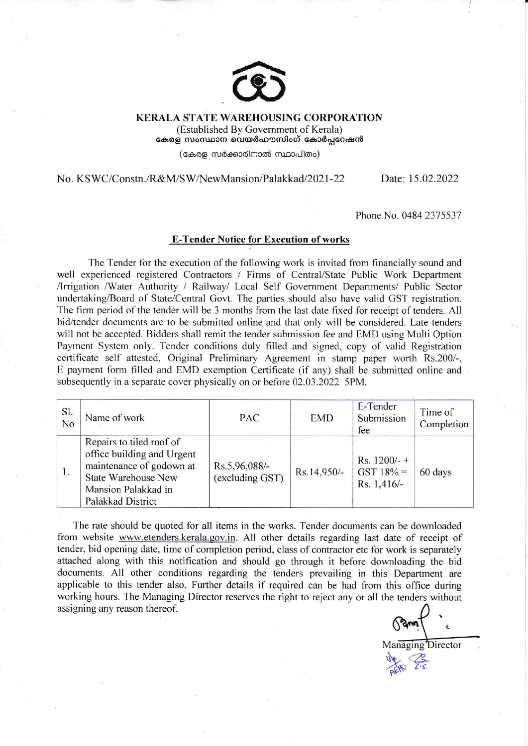**KERALA STATE WAREHOUSING CORPORATION**
(Established By Government of Kerala)
കേരള സംസ്ഥാന വെയർഹൗസിംഗ് കോർപ്പറേഷൻ
(കേരള സർക്കാരിനാൽ സ്ഥാപിതം)

No. KSWC/Constn./R&M/SW/NewMansion/Palakkad/2021-22 Date: 15.02.2022

Phone No. 0484 2375537

## E-Tender Notice for Execution of works

The Tender for the execution of the following work is invited from financially sound and well experienced registered Contractors / Firms of Central/State Public Work Department /Irrigation /Water Authority / Railway/ Local Self Government Departments/ Public Sector undertaking/Board of State/Central Govt. The parties should also have valid GST registration. The firm period of the tender will be 3 months from the last date fixed for receipt of tenders. All bid/tender documents are to be submitted online and that only will be considered. Late tenders will not be accepted. Bidders shall remit the tender submission fee and EMD using Multi Option Payment System only. Tender conditions duly filled and signed, copy of valid Registration certificate self attested, Original Preliminary Agreement in stamp paper worth Rs.200/-, E payment form filled and EMD exemption Certificate (if any) shall be submitted online and subsequently in a separate cover physically on or before 02.03.2022 5PM.

| Sl. No | Name of work | PAC | EMD | E-Tender Submission fee | Time of Completion |
|---|---|---|---|---|---|
| 1. | Repairs to tiled roof of office building and Urgent maintenance of godown at State Warehouse New Mansion Palakkad in Palakkad District | Rs.5,96,088/- (excluding GST) | Rs.14,950/- | Rs. 1200/- + GST 18% = Rs. 1,416/- | 60 days |

The rate should be quoted for all items in the works. Tender documents can be downloaded from website www.etenders.kerala.gov.in. All other details regarding last date of receipt of tender, bid opening date, time of completion period, class of contractor etc for work is separately attached along with this notification and should go through it before downloading the bid documents. All other conditions regarding the tenders prevailing in this Department are applicable to this tender also. Further details if required can be had from this office during working hours. The Managing Director reserves the right to reject any or all the tenders without assigning any reason thereof.

Managing Director